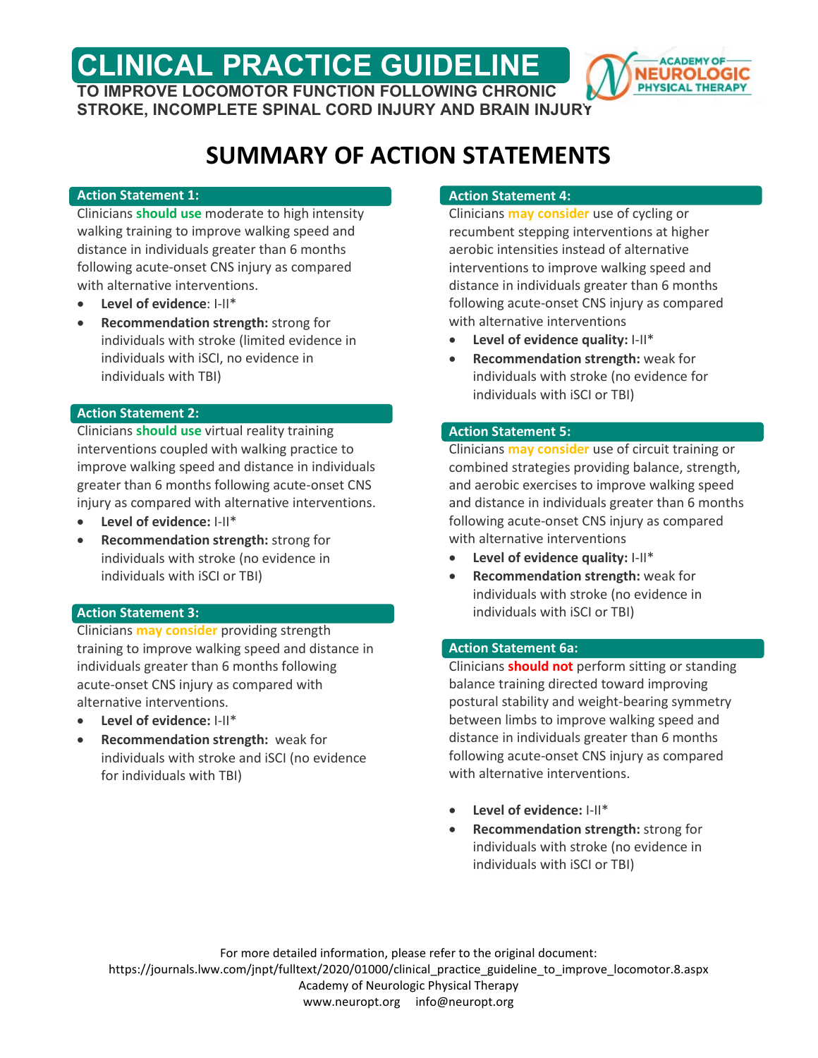# CLINICAL PRACTICE GUIDELINE

**TO IMPROVE LOCOMOTOR FUNCTION FOLLOWING CHRONIC STROKE, INCOMPLETE SPINAL CORD INJURY AND BRAIN INJURY**

## SUMMARY OF ACTION STATEMENTS

### Action Statement 1:

Clinicians **should use** moderate to high intensity walking training to improve walking speed and distance in individuals greater than 6 months following acute-onset CNS injury as compared with alternative interventions.

- **Level of evidence**: I-II*
- **Recommendation strength:** strong for individuals with stroke (limited evidence in individuals with iSCI, no evidence in individuals with TBI)

### Action Statement 2:

Clinicians **should use** virtual reality training interventions coupled with walking practice to improve walking speed and distance in individuals greater than 6 months following acute-onset CNS injury as compared with alternative interventions.

- **Level of evidence:** I-II*
- **Recommendation strength:** strong for individuals with stroke (no evidence in individuals with iSCI or TBI)

### Action Statement 3:

Clinicians **may consider** providing strength training to improve walking speed and distance in individuals greater than 6 months following acute-onset CNS injury as compared with alternative interventions.

- **Level of evidence:** I-II*
- **Recommendation strength:** weak for individuals with stroke and iSCI (no evidence for individuals with TBI)

### Action Statement 4:

Clinicians **may consider** use of cycling or recumbent stepping interventions at higher aerobic intensities instead of alternative interventions to improve walking speed and distance in individuals greater than 6 months following acute-onset CNS injury as compared with alternative interventions

- **Level of evidence quality:** I-II*
- **Recommendation strength:** weak for individuals with stroke (no evidence for individuals with iSCI or TBI)

### Action Statement 5:

Clinicians **may consider** use of circuit training or combined strategies providing balance, strength, and aerobic exercises to improve walking speed and distance in individuals greater than 6 months following acute-onset CNS injury as compared with alternative interventions

- **Level of evidence quality:** I-II*
- **Recommendation strength:** weak for individuals with stroke (no evidence in individuals with iSCI or TBI)

### Action Statement 6a:

Clinicians **should not** perform sitting or standing balance training directed toward improving postural stability and weight-bearing symmetry between limbs to improve walking speed and distance in individuals greater than 6 months following acute-onset CNS injury as compared with alternative interventions.

- **Level of evidence:** I-II*
- **Recommendation strength:** strong for individuals with stroke (no evidence in individuals with iSCI or TBI)

For more detailed information, please refer to the original document:
https://journals.lww.com/jnpt/fulltext/2020/01000/clinical_practice_guideline_to_improve_locomotor.8.aspx
Academy of Neurologic Physical Therapy
www.neuropt.org info@neuropt.org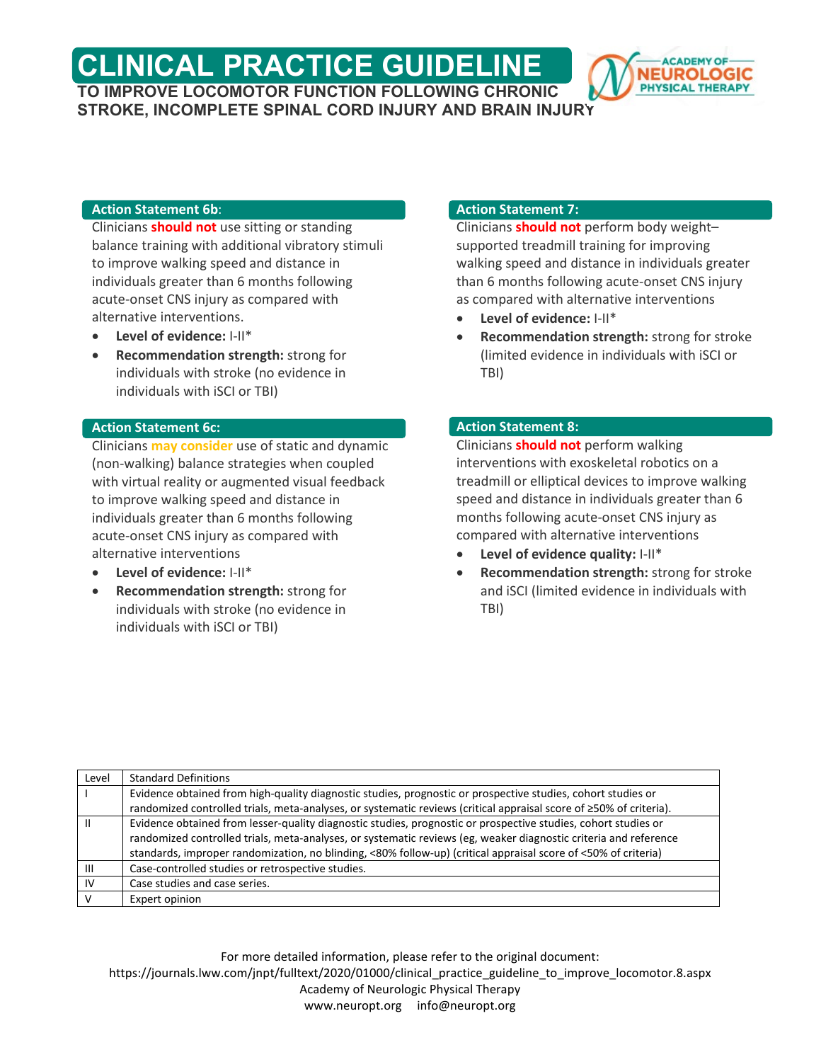# CLINICAL PRACTICE GUIDELINE

**TO IMPROVE LOCOMOTOR FUNCTION FOLLOWING CHRONIC STROKE, INCOMPLETE SPINAL CORD INJURY AND BRAIN INJURY**

### Action Statement 6b:

Clinicians **should not** use sitting or standing balance training with additional vibratory stimuli to improve walking speed and distance in individuals greater than 6 months following acute-onset CNS injury as compared with alternative interventions.

- **Level of evidence:** I-II*
- **Recommendation strength:** strong for individuals with stroke (no evidence in individuals with iSCI or TBI)

### Action Statement 6c:

Clinicians **may consider** use of static and dynamic (non-walking) balance strategies when coupled with virtual reality or augmented visual feedback to improve walking speed and distance in individuals greater than 6 months following acute-onset CNS injury as compared with alternative interventions

- **Level of evidence:** I-II*
- **Recommendation strength:** strong for individuals with stroke (no evidence in individuals with iSCI or TBI)

### Action Statement 7:

Clinicians **should not** perform body weight–supported treadmill training for improving walking speed and distance in individuals greater than 6 months following acute-onset CNS injury as compared with alternative interventions

- **Level of evidence:** I-II*
- **Recommendation strength:** strong for stroke (limited evidence in individuals with iSCI or TBI)

### Action Statement 8:

Clinicians **should not** perform walking interventions with exoskeletal robotics on a treadmill or elliptical devices to improve walking speed and distance in individuals greater than 6 months following acute-onset CNS injury as compared with alternative interventions

- **Level of evidence quality:** I-II*
- **Recommendation strength:** strong for stroke and iSCI (limited evidence in individuals with TBI)

| Level | Standard Definitions |
|---|---|
| I | Evidence obtained from high-quality diagnostic studies, prognostic or prospective studies, cohort studies or randomized controlled trials, meta-analyses, or systematic reviews (critical appraisal score of ≥50% of criteria). |
| II | Evidence obtained from lesser-quality diagnostic studies, prognostic or prospective studies, cohort studies or randomized controlled trials, meta-analyses, or systematic reviews (eg, weaker diagnostic criteria and reference standards, improper randomization, no blinding, <80% follow-up) (critical appraisal score of <50% of criteria) |
| III | Case-controlled studies or retrospective studies. |
| IV | Case studies and case series. |
| V | Expert opinion |

For more detailed information, please refer to the original document:
https://journals.lww.com/jnpt/fulltext/2020/01000/clinical_practice_guideline_to_improve_locomotor.8.aspx
Academy of Neurologic Physical Therapy
www.neuropt.org info@neuropt.org